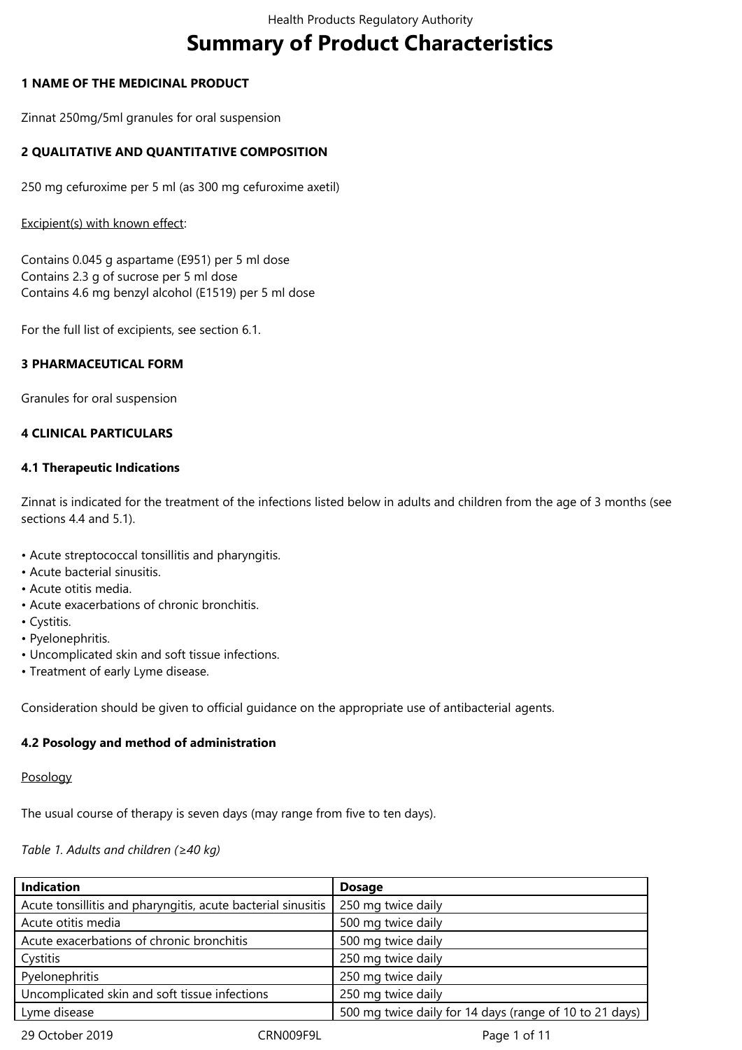# Summary of Product Characteristics

## 1 NAME OF THE MEDICINAL PRODUCT

Zinnat 250mg/5ml granules for oral suspension

## 2 QUALITATIVE AND QUANTITATIVE COMPOSITION

250 mg cefuroxime per 5 ml (as 300 mg cefuroxime axetil)

Excipient(s) with known effect:

Contains 0.045 g aspartame (E951) per 5 ml dose
Contains 2.3 g of sucrose per 5 ml dose
Contains 4.6 mg benzyl alcohol (E1519) per 5 ml dose

For the full list of excipients, see section 6.1.

## 3 PHARMACEUTICAL FORM

Granules for oral suspension

## 4 CLINICAL PARTICULARS

### 4.1 Therapeutic Indications

Zinnat is indicated for the treatment of the infections listed below in adults and children from the age of 3 months (see sections 4.4 and 5.1).

- Acute streptococcal tonsillitis and pharyngitis.
- Acute bacterial sinusitis.
- Acute otitis media.
- Acute exacerbations of chronic bronchitis.
- Cystitis.
- Pyelonephritis.
- Uncomplicated skin and soft tissue infections.
- Treatment of early Lyme disease.

Consideration should be given to official guidance on the appropriate use of antibacterial agents.

### 4.2 Posology and method of administration

Posology

The usual course of therapy is seven days (may range from five to ten days).

*Table 1. Adults and children (≥40 kg)*

| Indication | Dosage |
|---|---|
| Acute tonsillitis and pharyngitis, acute bacterial sinusitis | 250 mg twice daily |
| Acute otitis media | 500 mg twice daily |
| Acute exacerbations of chronic bronchitis | 500 mg twice daily |
| Cystitis | 250 mg twice daily |
| Pyelonephritis | 250 mg twice daily |
| Uncomplicated skin and soft tissue infections | 250 mg twice daily |
| Lyme disease | 500 mg twice daily for 14 days (range of 10 to 21 days) |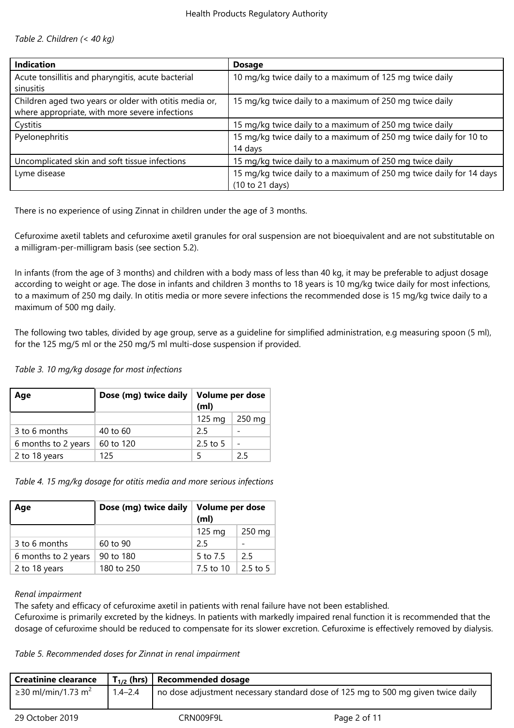*Table 2. Children (< 40 kg)*

| Indication | Dosage |
|---|---|
| Acute tonsillitis and pharyngitis, acute bacterial sinusitis | 10 mg/kg twice daily to a maximum of 125 mg twice daily |
| Children aged two years or older with otitis media or, where appropriate, with more severe infections | 15 mg/kg twice daily to a maximum of 250 mg twice daily |
| Cystitis | 15 mg/kg twice daily to a maximum of 250 mg twice daily |
| Pyelonephritis | 15 mg/kg twice daily to a maximum of 250 mg twice daily for 10 to 14 days |
| Uncomplicated skin and soft tissue infections | 15 mg/kg twice daily to a maximum of 250 mg twice daily |
| Lyme disease | 15 mg/kg twice daily to a maximum of 250 mg twice daily for 14 days (10 to 21 days) |

There is no experience of using Zinnat in children under the age of 3 months.

Cefuroxime axetil tablets and cefuroxime axetil granules for oral suspension are not bioequivalent and are not substitutable on a milligram-per-milligram basis (see section 5.2).

In infants (from the age of 3 months) and children with a body mass of less than 40 kg, it may be preferable to adjust dosage according to weight or age. The dose in infants and children 3 months to 18 years is 10 mg/kg twice daily for most infections, to a maximum of 250 mg daily. In otitis media or more severe infections the recommended dose is 15 mg/kg twice daily to a maximum of 500 mg daily.

The following two tables, divided by age group, serve as a guideline for simplified administration, e.g measuring spoon (5 ml), for the 125 mg/5 ml or the 250 mg/5 ml multi-dose suspension if provided.

*Table 3. 10 mg/kg dosage for most infections*

| Age | Dose (mg) twice daily | Volume per dose (ml) | |
|---|---|---|---|
| | | 125 mg | 250 mg |
| 3 to 6 months | 40 to 60 | 2.5 | - |
| 6 months to 2 years | 60 to 120 | 2.5 to 5 | - |
| 2 to 18 years | 125 | 5 | 2.5 |

*Table 4. 15 mg/kg dosage for otitis media and more serious infections*

| Age | Dose (mg) twice daily | Volume per dose (ml) | |
|---|---|---|---|
| | | 125 mg | 250 mg |
| 3 to 6 months | 60 to 90 | 2.5 | - |
| 6 months to 2 years | 90 to 180 | 5 to 7.5 | 2.5 |
| 2 to 18 years | 180 to 250 | 7.5 to 10 | 2.5 to 5 |

*Renal impairment*

The safety and efficacy of cefuroxime axetil in patients with renal failure have not been established.

Cefuroxime is primarily excreted by the kidneys. In patients with markedly impaired renal function it is recommended that the dosage of cefuroxime should be reduced to compensate for its slower excretion. Cefuroxime is effectively removed by dialysis.

*Table 5. Recommended doses for Zinnat in renal impairment*

| Creatinine clearance | $T_{1/2}$ (hrs) | Recommended dosage |
|---|---|---|
| ≥30 ml/min/1.73 $m^2$ | 1.4–2.4 | no dose adjustment necessary standard dose of 125 mg to 500 mg given twice daily |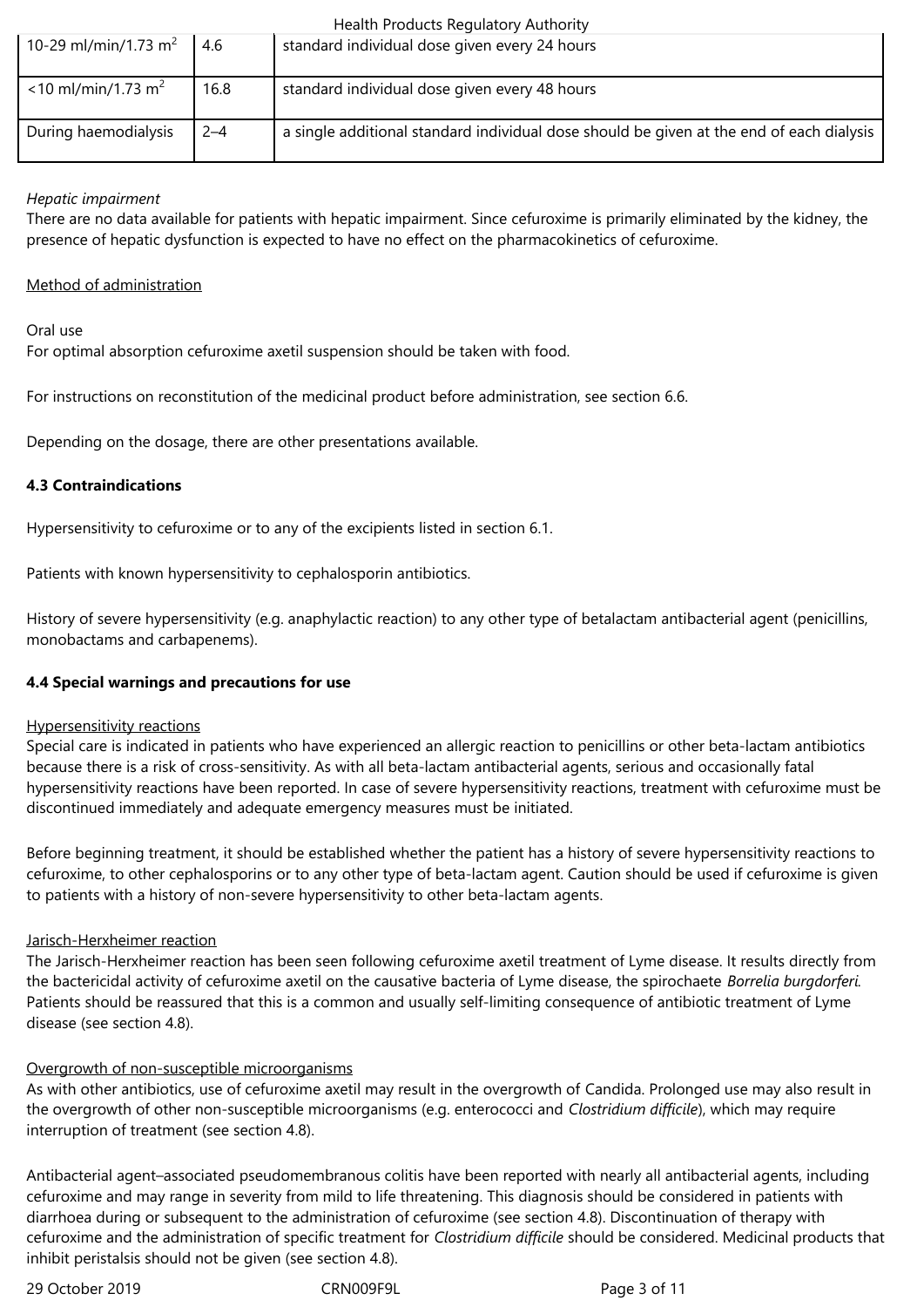| 10-29 ml/min/1.73 m$^2$ | 4.6 | standard individual dose given every 24 hours |
|---|---|---|
| <10 ml/min/1.73 m$^2$ | 16.8 | standard individual dose given every 48 hours |
| During haemodialysis | 2–4 | a single additional standard individual dose should be given at the end of each dialysis |

*Hepatic impairment*
There are no data available for patients with hepatic impairment. Since cefuroxime is primarily eliminated by the kidney, the presence of hepatic dysfunction is expected to have no effect on the pharmacokinetics of cefuroxime.

Method of administration

Oral use
For optimal absorption cefuroxime axetil suspension should be taken with food.

For instructions on reconstitution of the medicinal product before administration, see section 6.6.

Depending on the dosage, there are other presentations available.

**4.3 Contraindications**

Hypersensitivity to cefuroxime or to any of the excipients listed in section 6.1.

Patients with known hypersensitivity to cephalosporin antibiotics.

History of severe hypersensitivity (e.g. anaphylactic reaction) to any other type of betalactam antibacterial agent (penicillins, monobactams and carbapenems).

**4.4 Special warnings and precautions for use**

Hypersensitivity reactions
Special care is indicated in patients who have experienced an allergic reaction to penicillins or other beta-lactam antibiotics because there is a risk of cross-sensitivity. As with all beta-lactam antibacterial agents, serious and occasionally fatal hypersensitivity reactions have been reported. In case of severe hypersensitivity reactions, treatment with cefuroxime must be discontinued immediately and adequate emergency measures must be initiated.

Before beginning treatment, it should be established whether the patient has a history of severe hypersensitivity reactions to cefuroxime, to other cephalosporins or to any other type of beta-lactam agent. Caution should be used if cefuroxime is given to patients with a history of non-severe hypersensitivity to other beta-lactam agents.

Jarisch-Herxheimer reaction
The Jarisch-Herxheimer reaction has been seen following cefuroxime axetil treatment of Lyme disease. It results directly from the bactericidal activity of cefuroxime axetil on the causative bacteria of Lyme disease, the spirochaete *Borrelia burgdorferi.* Patients should be reassured that this is a common and usually self-limiting consequence of antibiotic treatment of Lyme disease (see section 4.8).

Overgrowth of non-susceptible microorganisms
As with other antibiotics, use of cefuroxime axetil may result in the overgrowth of Candida. Prolonged use may also result in the overgrowth of other non-susceptible microorganisms (e.g. enterococci and *Clostridium difficile*), which may require interruption of treatment (see section 4.8).

Antibacterial agent–associated pseudomembranous colitis have been reported with nearly all antibacterial agents, including cefuroxime and may range in severity from mild to life threatening. This diagnosis should be considered in patients with diarrhoea during or subsequent to the administration of cefuroxime (see section 4.8). Discontinuation of therapy with cefuroxime and the administration of specific treatment for *Clostridium difficile* should be considered. Medicinal products that inhibit peristalsis should not be given (see section 4.8).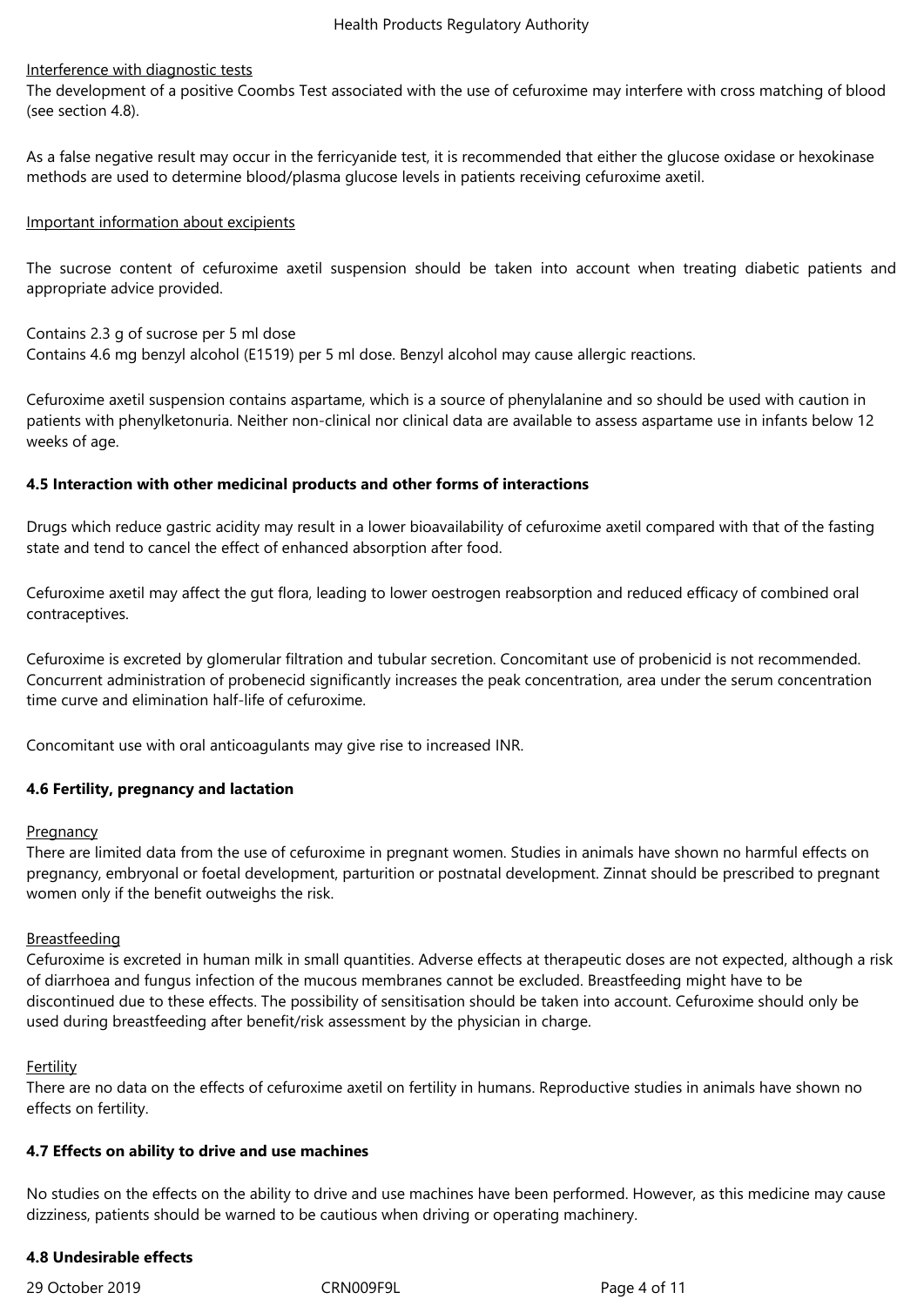Interference with diagnostic tests

The development of a positive Coombs Test associated with the use of cefuroxime may interfere with cross matching of blood (see section 4.8).

As a false negative result may occur in the ferricyanide test, it is recommended that either the glucose oxidase or hexokinase methods are used to determine blood/plasma glucose levels in patients receiving cefuroxime axetil.

Important information about excipients

The sucrose content of cefuroxime axetil suspension should be taken into account when treating diabetic patients and appropriate advice provided.

Contains 2.3 g of sucrose per 5 ml dose
Contains 4.6 mg benzyl alcohol (E1519) per 5 ml dose. Benzyl alcohol may cause allergic reactions.

Cefuroxime axetil suspension contains aspartame, which is a source of phenylalanine and so should be used with caution in patients with phenylketonuria. Neither non-clinical nor clinical data are available to assess aspartame use in infants below 12 weeks of age.

**4.5 Interaction with other medicinal products and other forms of interactions**

Drugs which reduce gastric acidity may result in a lower bioavailability of cefuroxime axetil compared with that of the fasting state and tend to cancel the effect of enhanced absorption after food.

Cefuroxime axetil may affect the gut flora, leading to lower oestrogen reabsorption and reduced efficacy of combined oral contraceptives.

Cefuroxime is excreted by glomerular filtration and tubular secretion. Concomitant use of probenicid is not recommended. Concurrent administration of probenecid significantly increases the peak concentration, area under the serum concentration time curve and elimination half-life of cefuroxime.

Concomitant use with oral anticoagulants may give rise to increased INR.

**4.6 Fertility, pregnancy and lactation**

Pregnancy

There are limited data from the use of cefuroxime in pregnant women. Studies in animals have shown no harmful effects on pregnancy, embryonal or foetal development, parturition or postnatal development. Zinnat should be prescribed to pregnant women only if the benefit outweighs the risk.

Breastfeeding

Cefuroxime is excreted in human milk in small quantities. Adverse effects at therapeutic doses are not expected, although a risk of diarrhoea and fungus infection of the mucous membranes cannot be excluded. Breastfeeding might have to be discontinued due to these effects. The possibility of sensitisation should be taken into account. Cefuroxime should only be used during breastfeeding after benefit/risk assessment by the physician in charge.

Fertility

There are no data on the effects of cefuroxime axetil on fertility in humans. Reproductive studies in animals have shown no effects on fertility.

**4.7 Effects on ability to drive and use machines**

No studies on the effects on the ability to drive and use machines have been performed. However, as this medicine may cause dizziness, patients should be warned to be cautious when driving or operating machinery.

**4.8 Undesirable effects**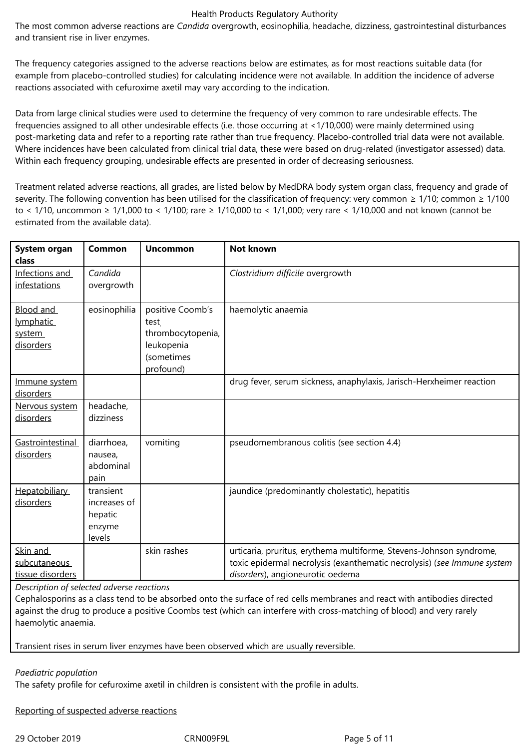The most common adverse reactions are *Candida* overgrowth, eosinophilia, headache, dizziness, gastrointestinal disturbances and transient rise in liver enzymes.

The frequency categories assigned to the adverse reactions below are estimates, as for most reactions suitable data (for example from placebo-controlled studies) for calculating incidence were not available. In addition the incidence of adverse reactions associated with cefuroxime axetil may vary according to the indication.

Data from large clinical studies were used to determine the frequency of very common to rare undesirable effects. The frequencies assigned to all other undesirable effects (i.e. those occurring at <1/10,000) were mainly determined using post-marketing data and refer to a reporting rate rather than true frequency. Placebo-controlled trial data were not available. Where incidences have been calculated from clinical trial data, these were based on drug-related (investigator assessed) data. Within each frequency grouping, undesirable effects are presented in order of decreasing seriousness.

Treatment related adverse reactions, all grades, are listed below by MedDRA body system organ class, frequency and grade of severity. The following convention has been utilised for the classification of frequency: very common ≥ 1/10; common ≥ 1/100 to < 1/10, uncommon ≥ 1/1,000 to < 1/100; rare ≥ 1/10,000 to < 1/1,000; very rare < 1/10,000 and not known (cannot be estimated from the available data).

| System organ class | Common | Uncommon | Not known |
|---|---|---|---|
| Infections and infestations | *Candida* overgrowth | | *Clostridium difficile* overgrowth |
| Blood and lymphatic system disorders | eosinophilia | positive Coomb's test, thrombocytopenia, leukopenia (sometimes profound) | haemolytic anaemia |
| Immune system disorders | | | drug fever, serum sickness, anaphylaxis, Jarisch-Herxheimer reaction |
| Nervous system disorders | headache, dizziness | | |
| Gastrointestinal disorders | diarrhoea, nausea, abdominal pain | vomiting | pseudomembranous colitis (see section 4.4) |
| Hepatobiliary disorders | transient increases of hepatic enzyme levels | | jaundice (predominantly cholestatic), hepatitis |
| Skin and subcutaneous tissue disorders | | skin rashes | urticaria, pruritus, erythema multiforme, Stevens-Johnson syndrome, toxic epidermal necrolysis (exanthematic necrolysis) (*see Immune system disorders*), angioneurotic oedema |

*Description of selected adverse reactions*

Cephalosporins as a class tend to be absorbed onto the surface of red cells membranes and react with antibodies directed against the drug to produce a positive Coombs test (which can interfere with cross-matching of blood) and very rarely haemolytic anaemia.

Transient rises in serum liver enzymes have been observed which are usually reversible.

*Paediatric population*

The safety profile for cefuroxime axetil in children is consistent with the profile in adults.

Reporting of suspected adverse reactions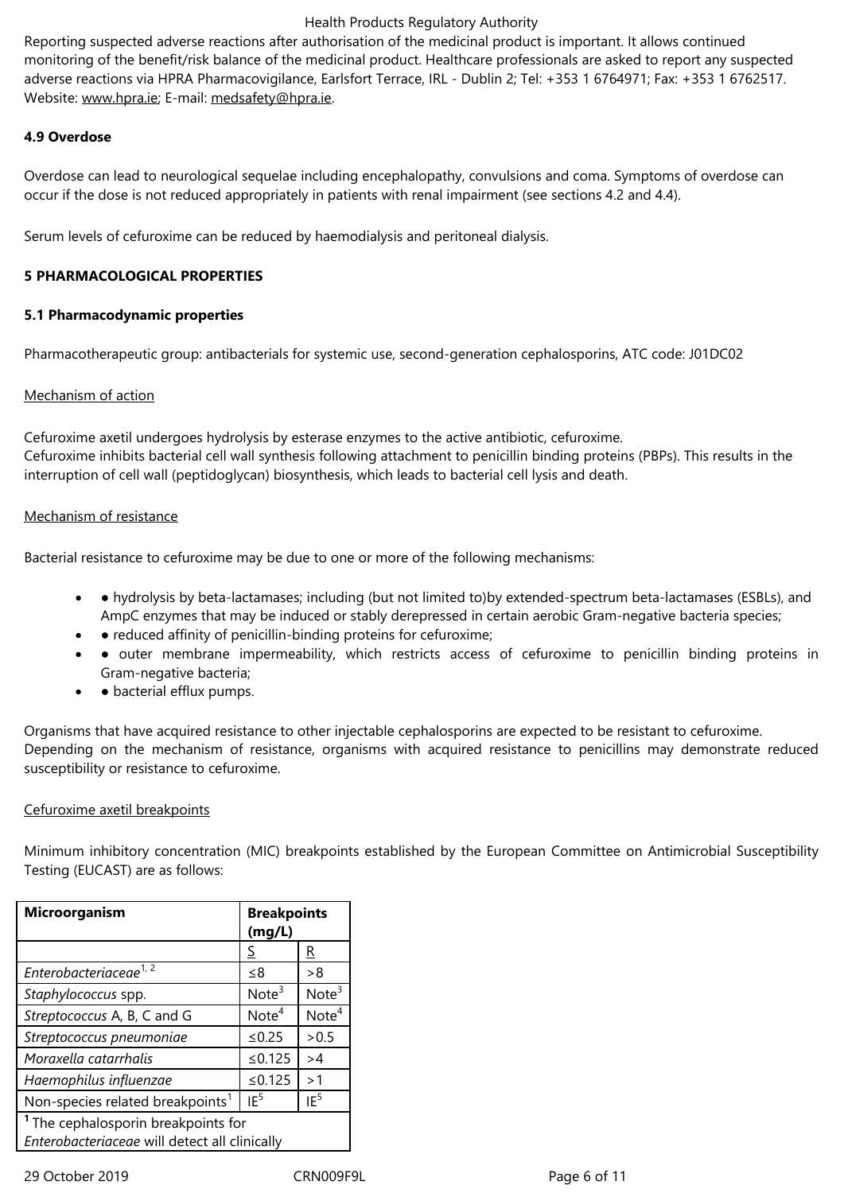Reporting suspected adverse reactions after authorisation of the medicinal product is important. It allows continued monitoring of the benefit/risk balance of the medicinal product. Healthcare professionals are asked to report any suspected adverse reactions via HPRA Pharmacovigilance, Earlsfort Terrace, IRL - Dublin 2; Tel: +353 1 6764971; Fax: +353 1 6762517. Website: www.hpra.ie; E-mail: medsafety@hpra.ie.

**4.9 Overdose**

Overdose can lead to neurological sequelae including encephalopathy, convulsions and coma. Symptoms of overdose can occur if the dose is not reduced appropriately in patients with renal impairment (see sections 4.2 and 4.4).

Serum levels of cefuroxime can be reduced by haemodialysis and peritoneal dialysis.

**5 PHARMACOLOGICAL PROPERTIES**

**5.1 Pharmacodynamic properties**

Pharmacotherapeutic group: antibacterials for systemic use, second-generation cephalosporins, ATC code: J01DC02

Mechanism of action

Cefuroxime axetil undergoes hydrolysis by esterase enzymes to the active antibiotic, cefuroxime.
Cefuroxime inhibits bacterial cell wall synthesis following attachment to penicillin binding proteins (PBPs). This results in the interruption of cell wall (peptidoglycan) biosynthesis, which leads to bacterial cell lysis and death.

Mechanism of resistance

Bacterial resistance to cefuroxime may be due to one or more of the following mechanisms:

- ● hydrolysis by beta-lactamases; including (but not limited to)by extended-spectrum beta-lactamases (ESBLs), and AmpC enzymes that may be induced or stably derepressed in certain aerobic Gram-negative bacteria species;
- ● reduced affinity of penicillin-binding proteins for cefuroxime;
- ● outer membrane impermeability, which restricts access of cefuroxime to penicillin binding proteins in Gram-negative bacteria;
- ● bacterial efflux pumps.

Organisms that have acquired resistance to other injectable cephalosporins are expected to be resistant to cefuroxime.
Depending on the mechanism of resistance, organisms with acquired resistance to penicillins may demonstrate reduced susceptibility or resistance to cefuroxime.

Cefuroxime axetil breakpoints

Minimum inhibitory concentration (MIC) breakpoints established by the European Committee on Antimicrobial Susceptibility Testing (EUCAST) are as follows:

| **Microorganism** | **Breakpoints (mg/L)** | |
|---|---|---|
| | S | R |
| *Enterobacteriaceae*[1, 2] | ≤8 | >8 |
| *Staphylococcus* spp. | Note[3] | Note[3] |
| *Streptococcus* A, B, C and G | Note[4] | Note[4] |
| *Streptococcus pneumoniae* | ≤0.25 | >0.5 |
| *Moraxella catarrhalis* | ≤0.125 | >4 |
| *Haemophilus influenzae* | ≤0.125 | >1 |
| Non-species related breakpoints[1] | IE[5] | IE[5] |

[1] The cephalosporin breakpoints for *Enterobacteriaceae* will detect all clinically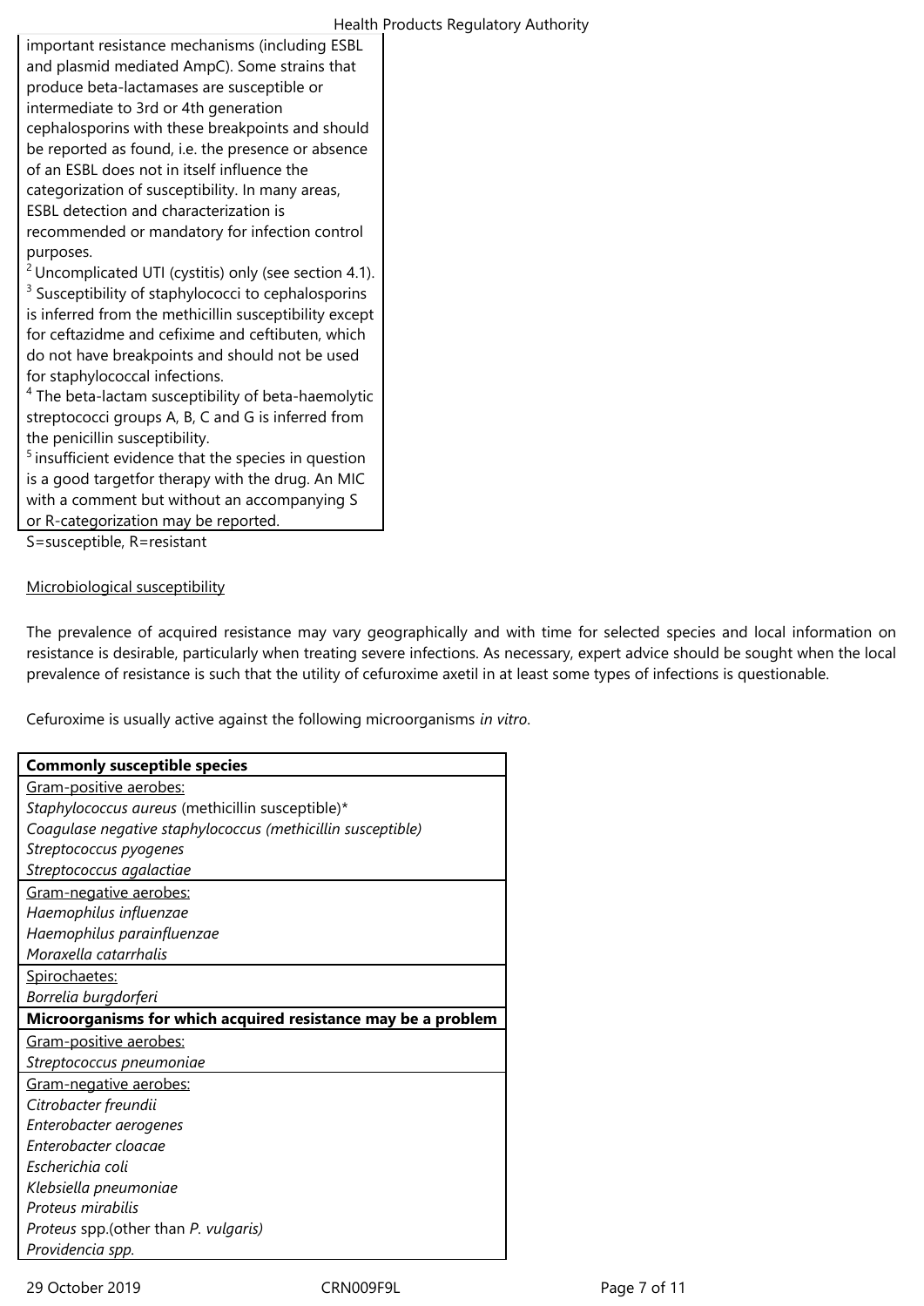important resistance mechanisms (including ESBL and plasmid mediated AmpC). Some strains that produce beta-lactamases are susceptible or intermediate to 3rd or 4th generation cephalosporins with these breakpoints and should be reported as found, i.e. the presence or absence of an ESBL does not in itself influence the categorization of susceptibility. In many areas, ESBL detection and characterization is recommended or mandatory for infection control purposes.

[2] Uncomplicated UTI (cystitis) only (see section 4.1).

[3] Susceptibility of staphylococci to cephalosporins is inferred from the methicillin susceptibility except for ceftazdime and cefixime and ceftibuten, which do not have breakpoints and should not be used for staphylococcal infections.

[4] The beta-lactam susceptibility of beta-haemolytic streptococci groups A, B, C and G is inferred from the penicillin susceptibility.

[5] insufficient evidence that the species in question is a good targetfor therapy with the drug. An MIC with a comment but without an accompanying S or R-categorization may be reported.

S=susceptible, R=resistant

Microbiological susceptibility

The prevalence of acquired resistance may vary geographically and with time for selected species and local information on resistance is desirable, particularly when treating severe infections. As necessary, expert advice should be sought when the local prevalence of resistance is such that the utility of cefuroxime axetil in at least some types of infections is questionable.

Cefuroxime is usually active against the following microorganisms *in vitro*.

| **Commonly susceptible species** |
|---|
| Gram-positive aerobes: |
| *Staphylococcus aureus* (methicillin susceptible)* |
| *Coagulase negative staphylococcus (methicillin susceptible)* |
| *Streptococcus pyogenes* |
| *Streptococcus agalactiae* |
| Gram-negative aerobes: |
| *Haemophilus influenzae* |
| *Haemophilus parainfluenzae* |
| *Moraxella catarrhalis* |
| Spirochaetes: |
| *Borrelia burgdorferi* |
| **Microorganisms for which acquired resistance may be a problem** |
| Gram-positive aerobes: |
| *Streptococcus pneumoniae* |
| Gram-negative aerobes: |
| *Citrobacter freundii* |
| *Enterobacter aerogenes* |
| *Enterobacter cloacae* |
| *Escherichia coli* |
| *Klebsiella pneumoniae* |
| *Proteus mirabilis* |
| *Proteus* spp.(other than *P. vulgaris)* |
| *Providencia spp.* |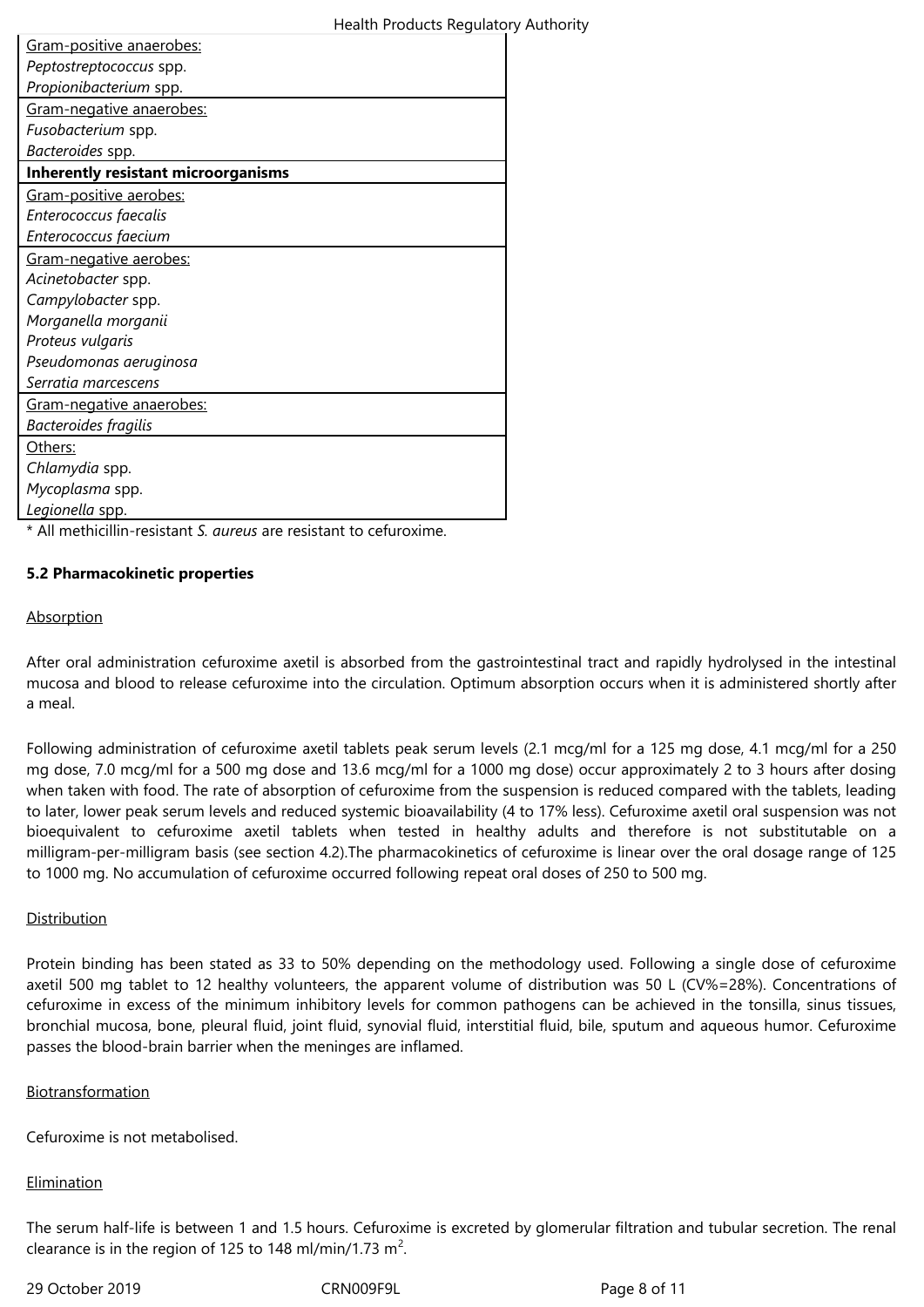| Gram-positive anaerobes: |
|---|
| *Peptostreptococcus* spp. |
| *Propionibacterium* spp. |
| Gram-negative anaerobes: |
| *Fusobacterium* spp. |
| *Bacteroides* spp. |
| **Inherently resistant microorganisms** |
| Gram-positive aerobes: |
| *Enterococcus faecalis* |
| *Enterococcus faecium* |
| Gram-negative aerobes: |
| *Acinetobacter* spp. |
| *Campylobacter* spp. |
| *Morganella morganii* |
| *Proteus vulgaris* |
| *Pseudomonas aeruginosa* |
| *Serratia marcescens* |
| Gram-negative anaerobes: |
| *Bacteroides fragilis* |
| Others: |
| *Chlamydia* spp. |
| *Mycoplasma* spp. |
| *Legionella* spp. |

* All methicillin-resistant *S. aureus* are resistant to cefuroxime.

**5.2 Pharmacokinetic properties**

Absorption

After oral administration cefuroxime axetil is absorbed from the gastrointestinal tract and rapidly hydrolysed in the intestinal mucosa and blood to release cefuroxime into the circulation. Optimum absorption occurs when it is administered shortly after a meal.

Following administration of cefuroxime axetil tablets peak serum levels (2.1 mcg/ml for a 125 mg dose, 4.1 mcg/ml for a 250 mg dose, 7.0 mcg/ml for a 500 mg dose and 13.6 mcg/ml for a 1000 mg dose) occur approximately 2 to 3 hours after dosing when taken with food. The rate of absorption of cefuroxime from the suspension is reduced compared with the tablets, leading to later, lower peak serum levels and reduced systemic bioavailability (4 to 17% less). Cefuroxime axetil oral suspension was not bioequivalent to cefuroxime axetil tablets when tested in healthy adults and therefore is not substitutable on a milligram-per-milligram basis (see section 4.2).The pharmacokinetics of cefuroxime is linear over the oral dosage range of 125 to 1000 mg. No accumulation of cefuroxime occurred following repeat oral doses of 250 to 500 mg.

Distribution

Protein binding has been stated as 33 to 50% depending on the methodology used. Following a single dose of cefuroxime axetil 500 mg tablet to 12 healthy volunteers, the apparent volume of distribution was 50 L (CV%=28%). Concentrations of cefuroxime in excess of the minimum inhibitory levels for common pathogens can be achieved in the tonsilla, sinus tissues, bronchial mucosa, bone, pleural fluid, joint fluid, synovial fluid, interstitial fluid, bile, sputum and aqueous humor. Cefuroxime passes the blood-brain barrier when the meninges are inflamed.

Biotransformation

Cefuroxime is not metabolised.

Elimination

The serum half-life is between 1 and 1.5 hours. Cefuroxime is excreted by glomerular filtration and tubular secretion. The renal clearance is in the region of 125 to 148 ml/min/1.73 $m^2$.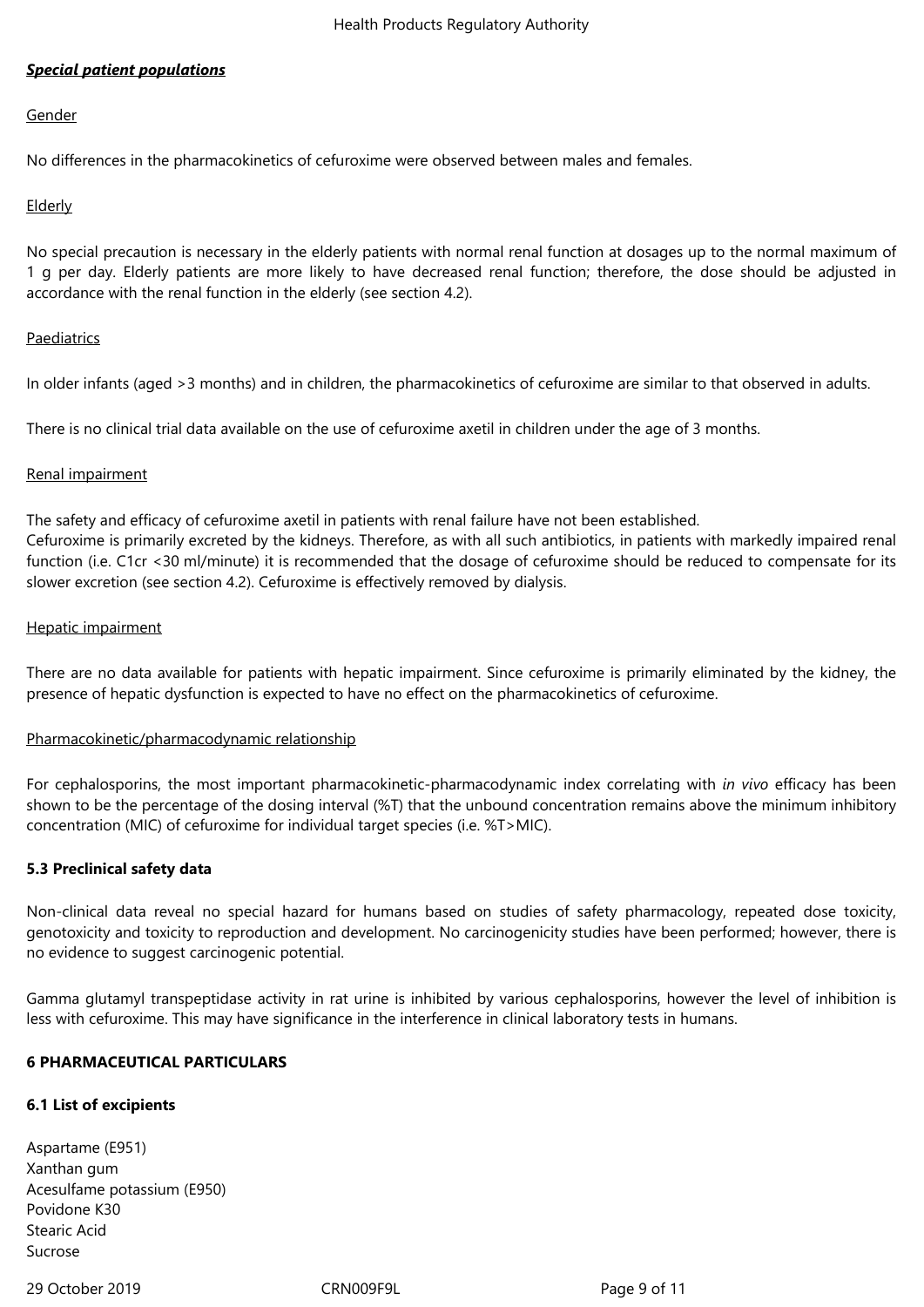***Special patient populations***

Gender

No differences in the pharmacokinetics of cefuroxime were observed between males and females.

Elderly

No special precaution is necessary in the elderly patients with normal renal function at dosages up to the normal maximum of 1 g per day. Elderly patients are more likely to have decreased renal function; therefore, the dose should be adjusted in accordance with the renal function in the elderly (see section 4.2).

Paediatrics

In older infants (aged >3 months) and in children, the pharmacokinetics of cefuroxime are similar to that observed in adults.

There is no clinical trial data available on the use of cefuroxime axetil in children under the age of 3 months.

Renal impairment

The safety and efficacy of cefuroxime axetil in patients with renal failure have not been established.
Cefuroxime is primarily excreted by the kidneys. Therefore, as with all such antibiotics, in patients with markedly impaired renal function (i.e. C1cr <30 ml/minute) it is recommended that the dosage of cefuroxime should be reduced to compensate for its slower excretion (see section 4.2). Cefuroxime is effectively removed by dialysis.

Hepatic impairment

There are no data available for patients with hepatic impairment. Since cefuroxime is primarily eliminated by the kidney, the presence of hepatic dysfunction is expected to have no effect on the pharmacokinetics of cefuroxime.

Pharmacokinetic/pharmacodynamic relationship

For cephalosporins, the most important pharmacokinetic-pharmacodynamic index correlating with *in vivo* efficacy has been shown to be the percentage of the dosing interval (%T) that the unbound concentration remains above the minimum inhibitory concentration (MIC) of cefuroxime for individual target species (i.e. %T>MIC).

**5.3 Preclinical safety data**

Non-clinical data reveal no special hazard for humans based on studies of safety pharmacology, repeated dose toxicity, genotoxicity and toxicity to reproduction and development. No carcinogenicity studies have been performed; however, there is no evidence to suggest carcinogenic potential.

Gamma glutamyl transpeptidase activity in rat urine is inhibited by various cephalosporins, however the level of inhibition is less with cefuroxime. This may have significance in the interference in clinical laboratory tests in humans.

**6 PHARMACEUTICAL PARTICULARS**

**6.1 List of excipients**

Aspartame (E951)
Xanthan gum
Acesulfame potassium (E950)
Povidone K30
Stearic Acid
Sucrose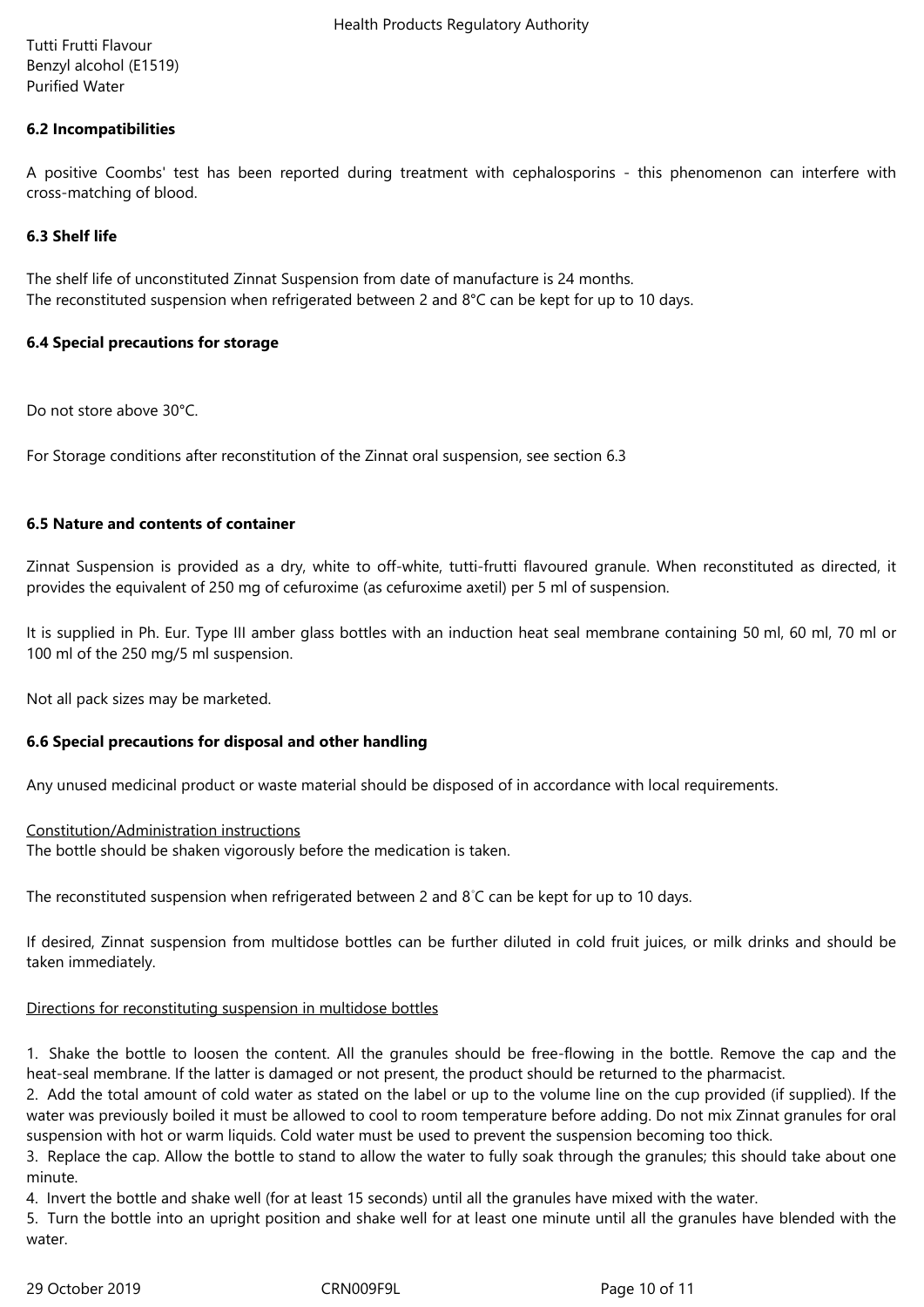Tutti Frutti Flavour
Benzyl alcohol (E1519)
Purified Water

### 6.2 Incompatibilities

A positive Coombs' test has been reported during treatment with cephalosporins - this phenomenon can interfere with cross-matching of blood.

### 6.3 Shelf life

The shelf life of unconstituted Zinnat Suspension from date of manufacture is 24 months.
The reconstituted suspension when refrigerated between 2 and 8°C can be kept for up to 10 days.

### 6.4 Special precautions for storage

Do not store above 30°C.

For Storage conditions after reconstitution of the Zinnat oral suspension, see section 6.3

### 6.5 Nature and contents of container

Zinnat Suspension is provided as a dry, white to off-white, tutti-frutti flavoured granule. When reconstituted as directed, it provides the equivalent of 250 mg of cefuroxime (as cefuroxime axetil) per 5 ml of suspension.

It is supplied in Ph. Eur. Type III amber glass bottles with an induction heat seal membrane containing 50 ml, 60 ml, 70 ml or 100 ml of the 250 mg/5 ml suspension.

Not all pack sizes may be marketed.

### 6.6 Special precautions for disposal and other handling

Any unused medicinal product or waste material should be disposed of in accordance with local requirements.

Constitution/Administration instructions
The bottle should be shaken vigorously before the medication is taken.

The reconstituted suspension when refrigerated between 2 and 8°C can be kept for up to 10 days.

If desired, Zinnat suspension from multidose bottles can be further diluted in cold fruit juices, or milk drinks and should be taken immediately.

Directions for reconstituting suspension in multidose bottles

1. Shake the bottle to loosen the content. All the granules should be free-flowing in the bottle. Remove the cap and the heat-seal membrane. If the latter is damaged or not present, the product should be returned to the pharmacist.
2. Add the total amount of cold water as stated on the label or up to the volume line on the cup provided (if supplied). If the water was previously boiled it must be allowed to cool to room temperature before adding. Do not mix Zinnat granules for oral suspension with hot or warm liquids. Cold water must be used to prevent the suspension becoming too thick.
3. Replace the cap. Allow the bottle to stand to allow the water to fully soak through the granules; this should take about one minute.
4. Invert the bottle and shake well (for at least 15 seconds) until all the granules have mixed with the water.
5. Turn the bottle into an upright position and shake well for at least one minute until all the granules have blended with the water.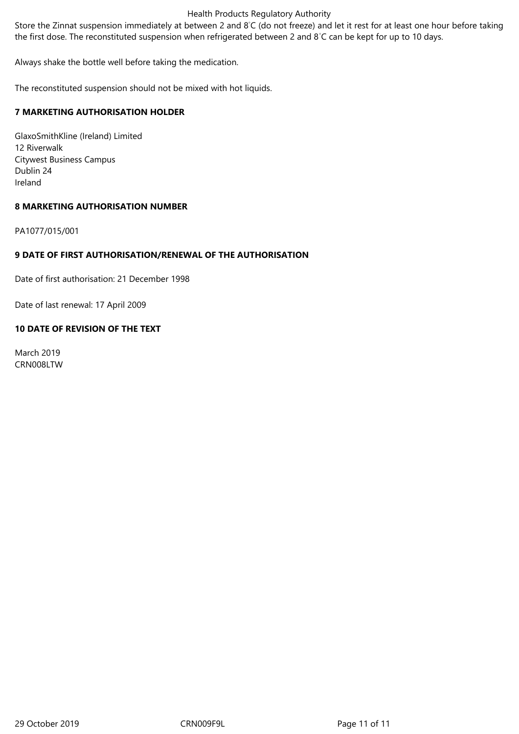Store the Zinnat suspension immediately at between 2 and 8°C (do not freeze) and let it rest for at least one hour before taking the first dose. The reconstituted suspension when refrigerated between 2 and 8°C can be kept for up to 10 days.

Always shake the bottle well before taking the medication.

The reconstituted suspension should not be mixed with hot liquids.

## 7 MARKETING AUTHORISATION HOLDER

GlaxoSmithKline (Ireland) Limited
12 Riverwalk
Citywest Business Campus
Dublin 24
Ireland

## 8 MARKETING AUTHORISATION NUMBER

PA1077/015/001

## 9 DATE OF FIRST AUTHORISATION/RENEWAL OF THE AUTHORISATION

Date of first authorisation: 21 December 1998

Date of last renewal: 17 April 2009

## 10 DATE OF REVISION OF THE TEXT

March 2019
CRN008LTW